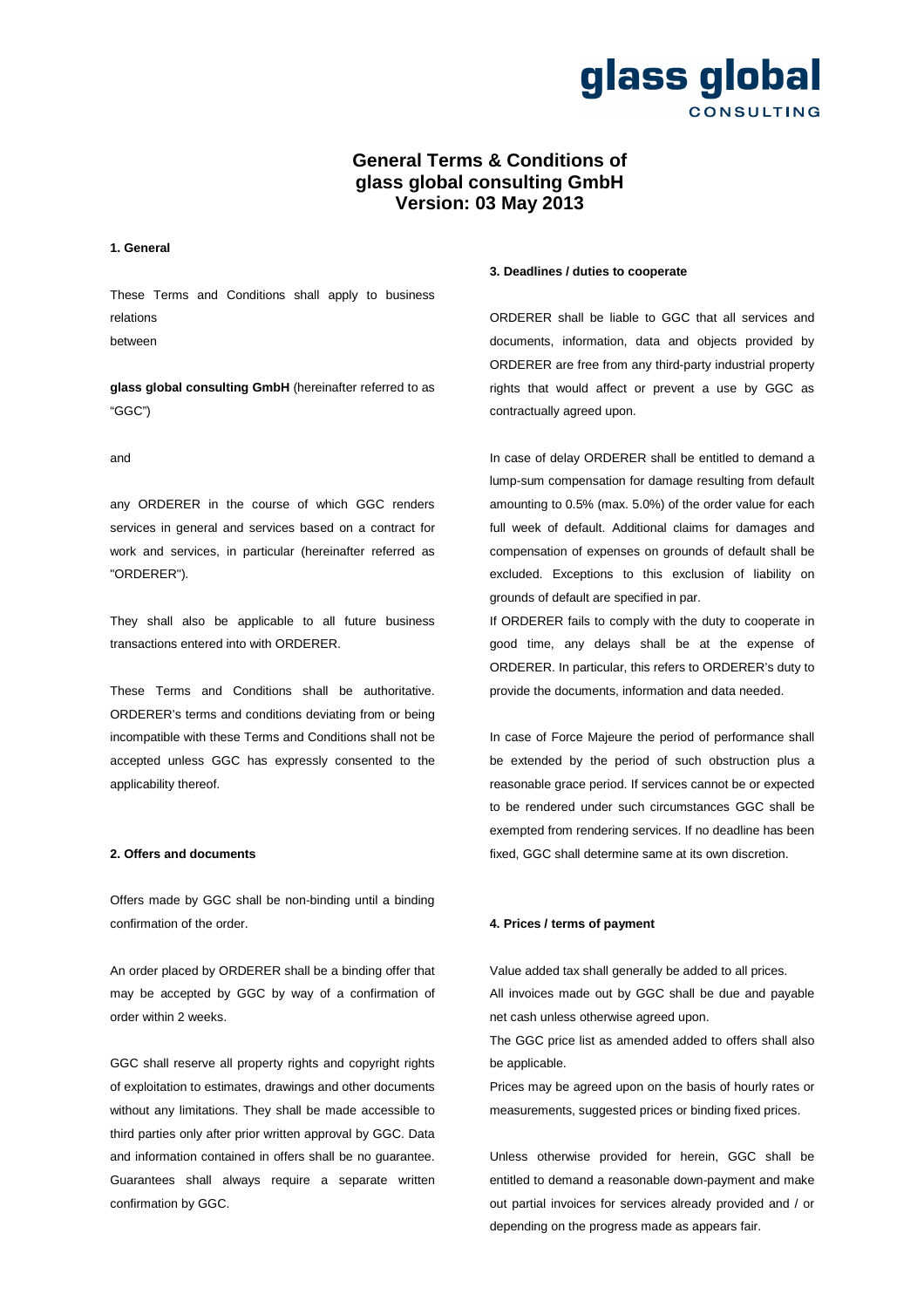# General Terms & Conditions of glass global consulting GmbH Version: 03 May 2013

### 1. General

These Terms and Conditions shall apply to business relations between

**glass global consulting GmbH** (hereinafter referred to as "GGC")

and

any ORDERER in the course of which GGC renders services in general and services based on a contract for work and services, in particular (hereinafter referred as "ORDERER").

They shall also be applicable to all future business transactions entered into with ORDERER.

These Terms and Conditions shall be authoritative. ORDERER's terms and conditions deviating from or being incompatible with these Terms and Conditions shall not be accepted unless GGC has expressly consented to the applicability thereof.

### 2. Offers and documents

Offers made by GGC shall be non-binding until a binding confirmation of the order.

An order placed by ORDERER shall be a binding offer that may be accepted by GGC by way of a confirmation of order within 2 weeks.

GGC shall reserve all property rights and copyright rights of exploitation to estimates, drawings and other documents without any limitations. They shall be made accessible to third parties only after prior written approval by GGC. Data and information contained in offers shall be no guarantee. Guarantees shall always require a separate written confirmation by GGC.

### 3. Deadlines / duties to cooperate

ORDERER shall be liable to GGC that all services and documents, information, data and objects provided by ORDERER are free from any third-party industrial property rights that would affect or prevent a use by GGC as contractually agreed upon.

In case of delay ORDERER shall be entitled to demand a lump-sum compensation for damage resulting from default amounting to 0.5% (max. 5.0%) of the order value for each full week of default. Additional claims for damages and compensation of expenses on grounds of default shall be excluded. Exceptions to this exclusion of liability on grounds of default are specified in par.

If ORDERER fails to comply with the duty to cooperate in good time, any delays shall be at the expense of ORDERER. In particular, this refers to ORDERER's duty to provide the documents, information and data needed.

In case of Force Majeure the period of performance shall be extended by the period of such obstruction plus a reasonable grace period. If services cannot be or expected to be rendered under such circumstances GGC shall be exempted from rendering services. If no deadline has been fixed, GGC shall determine same at its own discretion.

### 4. Prices / terms of payment

Value added tax shall generally be added to all prices.

All invoices made out by GGC shall be due and payable net cash unless otherwise agreed upon.

The GGC price list as amended added to offers shall also be applicable.

Prices may be agreed upon on the basis of hourly rates or measurements, suggested prices or binding fixed prices.

Unless otherwise provided for herein, GGC shall be entitled to demand a reasonable down-payment and make out partial invoices for services already provided and / or depending on the progress made as appears fair.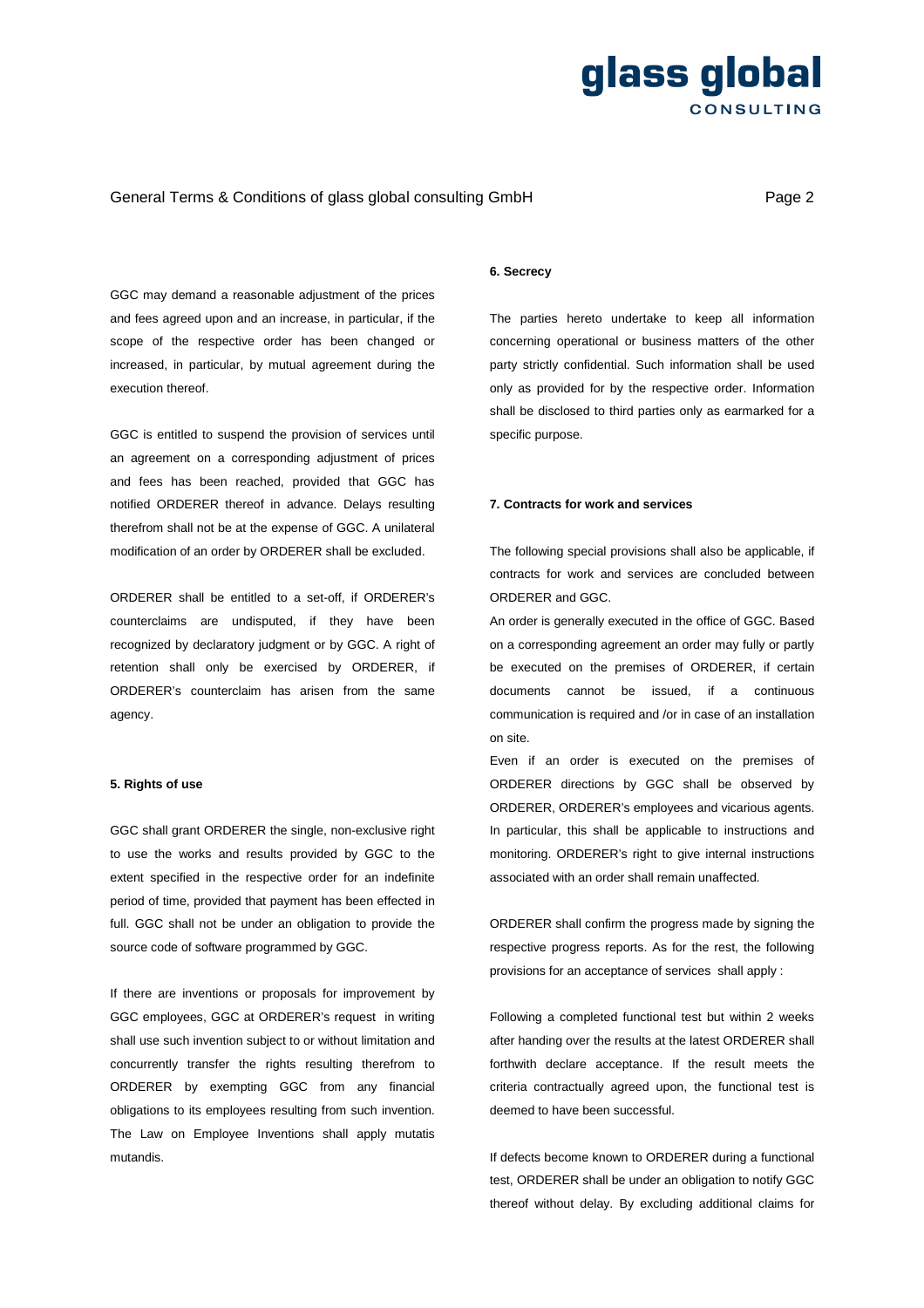GGC may demand a reasonable adjustment of the prices and fees agreed upon and an increase, in particular, if the scope of the respective order has been changed or increased, in particular, by mutual agreement during the execution thereof.

GGC is entitled to suspend the provision of services until an agreement on a corresponding adjustment of prices and fees has been reached, provided that GGC has notified ORDERER thereof in advance. Delays resulting therefrom shall not be at the expense of GGC. A unilateral modification of an order by ORDERER shall be excluded.

ORDERER shall be entitled to a set-off, if ORDERER's counterclaims are undisputed, if they have been recognized by declaratory judgment or by GGC. A right of retention shall only be exercised by ORDERER, if ORDERER's counterclaim has arisen from the same agency.

**5. Rights of use**

GGC shall grant ORDERER the single, non-exclusive right to use the works and results provided by GGC to the extent specified in the respective order for an indefinite period of time, provided that payment has been effected in full. GGC shall not be under an obligation to provide the source code of software programmed by GGC.

If there are inventions or proposals for improvement by GGC employees, GGC at ORDERER's request in writing shall use such invention subject to or without limitation and concurrently transfer the rights resulting therefrom to ORDERER by exempting GGC from any financial obligations to its employees resulting from such invention. The Law on Employee Inventions shall apply mutatis mutandis.

**6. Secrecy**

The parties hereto undertake to keep all information concerning operational or business matters of the other party strictly confidential. Such information shall be used only as provided for by the respective order. Information shall be disclosed to third parties only as earmarked for a specific purpose.

**7. Contracts for work and services**

The following special provisions shall also be applicable, if contracts for work and services are concluded between ORDERER and GGC.
An order is generally executed in the office of GGC. Based on a corresponding agreement an order may fully or partly be executed on the premises of ORDERER, if certain documents cannot be issued, if a continuous communication is required and /or in case of an installation on site.
Even if an order is executed on the premises of ORDERER directions by GGC shall be observed by ORDERER, ORDERER's employees and vicarious agents. In particular, this shall be applicable to instructions and monitoring. ORDERER's right to give internal instructions associated with an order shall remain unaffected.

ORDERER shall confirm the progress made by signing the respective progress reports. As for the rest, the following provisions for an acceptance of services shall apply :

Following a completed functional test but within 2 weeks after handing over the results at the latest ORDERER shall forthwith declare acceptance. If the result meets the criteria contractually agreed upon, the functional test is deemed to have been successful.

If defects become known to ORDERER during a functional test, ORDERER shall be under an obligation to notify GGC thereof without delay. By excluding additional claims for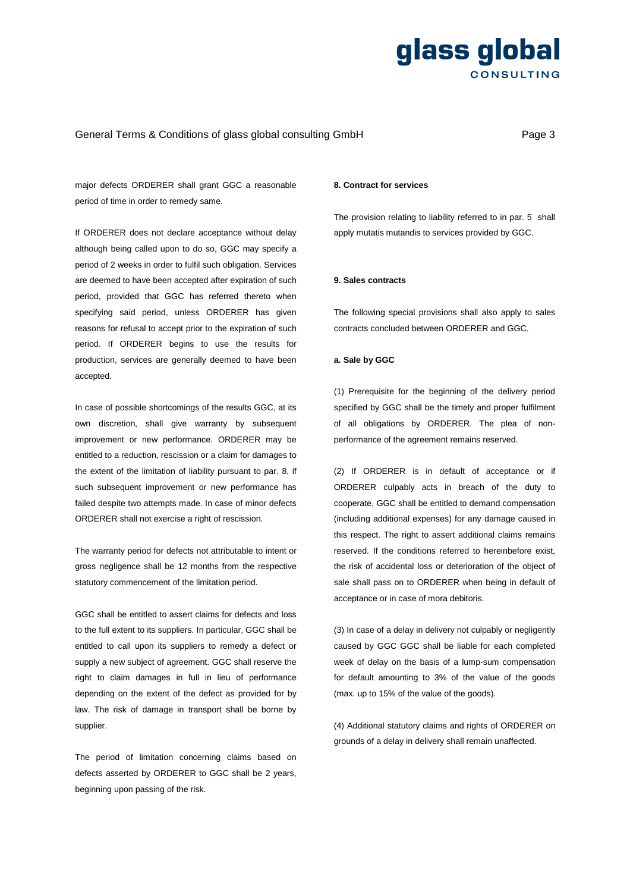major defects ORDERER shall grant GGC a reasonable period of time in order to remedy same.

If ORDERER does not declare acceptance without delay although being called upon to do so, GGC may specify a period of 2 weeks in order to fulfil such obligation. Services are deemed to have been accepted after expiration of such period, provided that GGC has referred thereto when specifying said period, unless ORDERER has given reasons for refusal to accept prior to the expiration of such period. If ORDERER begins to use the results for production, services are generally deemed to have been accepted.

In case of possible shortcomings of the results GGC, at its own discretion, shall give warranty by subsequent improvement or new performance. ORDERER may be entitled to a reduction, rescission or a claim for damages to the extent of the limitation of liability pursuant to par. 8, if such subsequent improvement or new performance has failed despite two attempts made. In case of minor defects ORDERER shall not exercise a right of rescission.

The warranty period for defects not attributable to intent or gross negligence shall be 12 months from the respective statutory commencement of the limitation period.

GGC shall be entitled to assert claims for defects and loss to the full extent to its suppliers. In particular, GGC shall be entitled to call upon its suppliers to remedy a defect or supply a new subject of agreement. GGC shall reserve the right to claim damages in full in lieu of performance depending on the extent of the defect as provided for by law. The risk of damage in transport shall be borne by supplier.

The period of limitation concerning claims based on defects asserted by ORDERER to GGC shall be 2 years, beginning upon passing of the risk.

**8. Contract for services**

The provision relating to liability referred to in par. 5 shall apply mutatis mutandis to services provided by GGC.

**9. Sales contracts**

The following special provisions shall also apply to sales contracts concluded between ORDERER and GGC.

**a. Sale by GGC**

(1) Prerequisite for the beginning of the delivery period specified by GGC shall be the timely and proper fulfilment of all obligations by ORDERER. The plea of non-performance of the agreement remains reserved.

(2) If ORDERER is in default of acceptance or if ORDERER culpably acts in breach of the duty to cooperate, GGC shall be entitled to demand compensation (including additional expenses) for any damage caused in this respect. The right to assert additional claims remains reserved. If the conditions referred to hereinbefore exist, the risk of accidental loss or deterioration of the object of sale shall pass on to ORDERER when being in default of acceptance or in case of mora debitoris.

(3) In case of a delay in delivery not culpably or negligently caused by GGC GGC shall be liable for each completed week of delay on the basis of a lump-sum compensation for default amounting to 3% of the value of the goods (max. up to 15% of the value of the goods).

(4) Additional statutory claims and rights of ORDERER on grounds of a delay in delivery shall remain unaffected.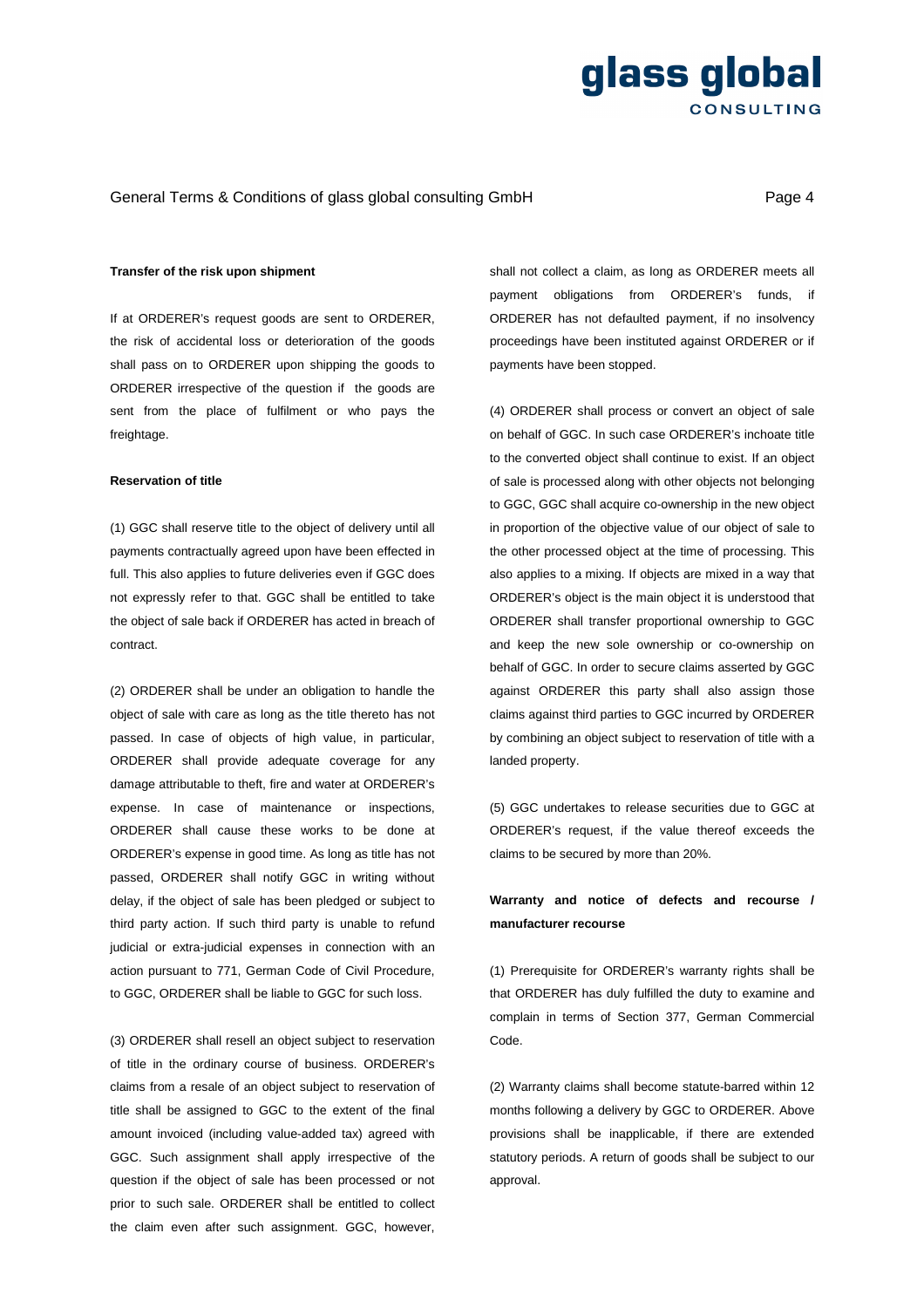**Transfer of the risk upon shipment**

If at ORDERER's request goods are sent to ORDERER, the risk of accidental loss or deterioration of the goods shall pass on to ORDERER upon shipping the goods to ORDERER irrespective of the question if the goods are sent from the place of fulfilment or who pays the freightage.

**Reservation of title**

(1) GGC shall reserve title to the object of delivery until all payments contractually agreed upon have been effected in full. This also applies to future deliveries even if GGC does not expressly refer to that. GGC shall be entitled to take the object of sale back if ORDERER has acted in breach of contract.

(2) ORDERER shall be under an obligation to handle the object of sale with care as long as the title thereto has not passed. In case of objects of high value, in particular, ORDERER shall provide adequate coverage for any damage attributable to theft, fire and water at ORDERER's expense. In case of maintenance or inspections, ORDERER shall cause these works to be done at ORDERER's expense in good time. As long as title has not passed, ORDERER shall notify GGC in writing without delay, if the object of sale has been pledged or subject to third party action. If such third party is unable to refund judicial or extra-judicial expenses in connection with an action pursuant to 771, German Code of Civil Procedure, to GGC, ORDERER shall be liable to GGC for such loss.

(3) ORDERER shall resell an object subject to reservation of title in the ordinary course of business. ORDERER's claims from a resale of an object subject to reservation of title shall be assigned to GGC to the extent of the final amount invoiced (including value-added tax) agreed with GGC. Such assignment shall apply irrespective of the question if the object of sale has been processed or not prior to such sale. ORDERER shall be entitled to collect the claim even after such assignment. GGC, however, shall not collect a claim, as long as ORDERER meets all payment obligations from ORDERER's funds, if ORDERER has not defaulted payment, if no insolvency proceedings have been instituted against ORDERER or if payments have been stopped.

(4) ORDERER shall process or convert an object of sale on behalf of GGC. In such case ORDERER's inchoate title to the converted object shall continue to exist. If an object of sale is processed along with other objects not belonging to GGC, GGC shall acquire co-ownership in the new object in proportion of the objective value of our object of sale to the other processed object at the time of processing. This also applies to a mixing. If objects are mixed in a way that ORDERER's object is the main object it is understood that ORDERER shall transfer proportional ownership to GGC and keep the new sole ownership or co-ownership on behalf of GGC. In order to secure claims asserted by GGC against ORDERER this party shall also assign those claims against third parties to GGC incurred by ORDERER by combining an object subject to reservation of title with a landed property.

(5) GGC undertakes to release securities due to GGC at ORDERER's request, if the value thereof exceeds the claims to be secured by more than 20%.

**Warranty and notice of defects and recourse / manufacturer recourse**

(1) Prerequisite for ORDERER's warranty rights shall be that ORDERER has duly fulfilled the duty to examine and complain in terms of Section 377, German Commercial Code.

(2) Warranty claims shall become statute-barred within 12 months following a delivery by GGC to ORDERER. Above provisions shall be inapplicable, if there are extended statutory periods. A return of goods shall be subject to our approval.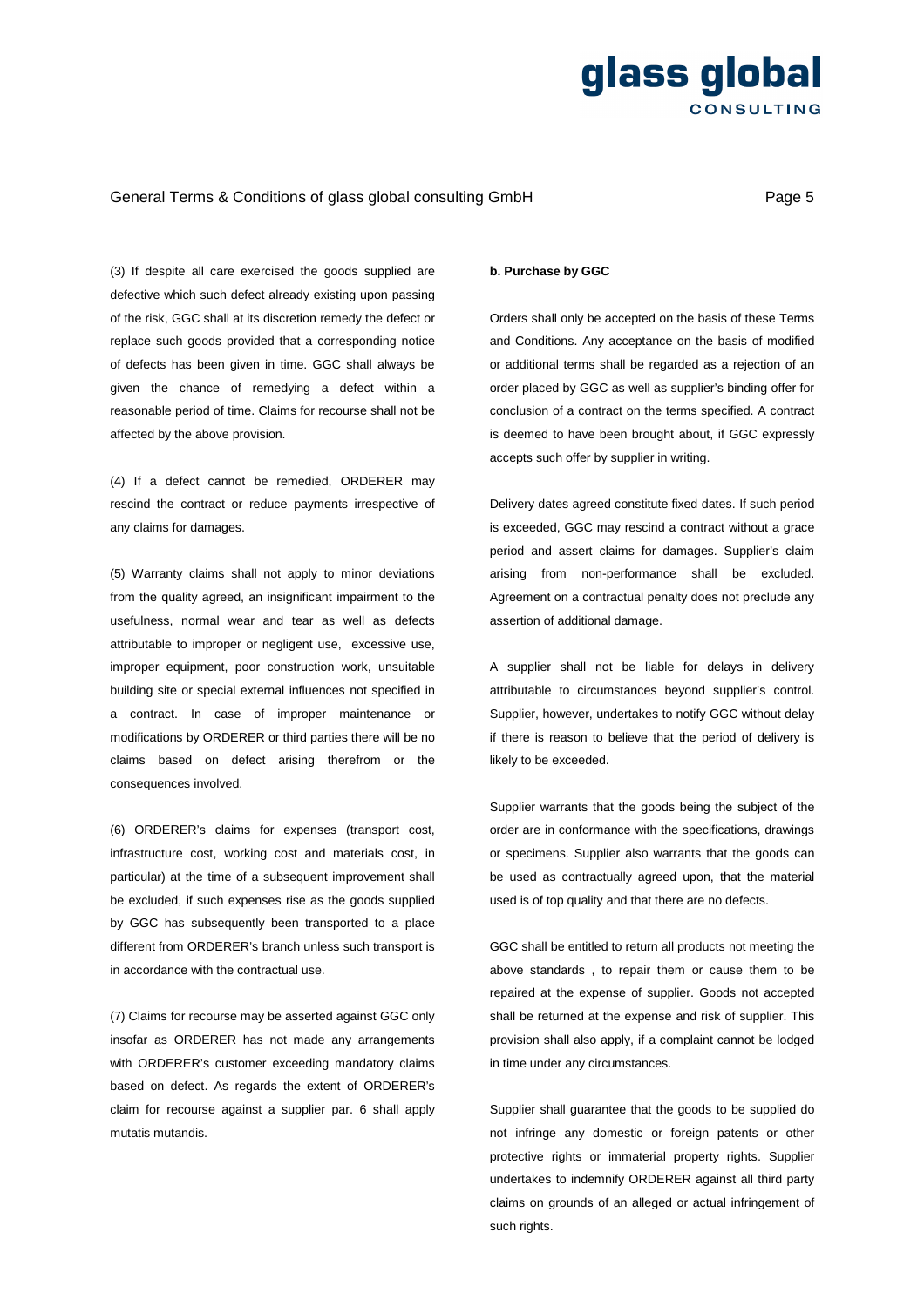(3) If despite all care exercised the goods supplied are defective which such defect already existing upon passing of the risk, GGC shall at its discretion remedy the defect or replace such goods provided that a corresponding notice of defects has been given in time. GGC shall always be given the chance of remedying a defect within a reasonable period of time. Claims for recourse shall not be affected by the above provision.

(4) If a defect cannot be remedied, ORDERER may rescind the contract or reduce payments irrespective of any claims for damages.

(5) Warranty claims shall not apply to minor deviations from the quality agreed, an insignificant impairment to the usefulness, normal wear and tear as well as defects attributable to improper or negligent use, excessive use, improper equipment, poor construction work, unsuitable building site or special external influences not specified in a contract. In case of improper maintenance or modifications by ORDERER or third parties there will be no claims based on defect arising therefrom or the consequences involved.

(6) ORDERER's claims for expenses (transport cost, infrastructure cost, working cost and materials cost, in particular) at the time of a subsequent improvement shall be excluded, if such expenses rise as the goods supplied by GGC has subsequently been transported to a place different from ORDERER's branch unless such transport is in accordance with the contractual use.

(7) Claims for recourse may be asserted against GGC only insofar as ORDERER has not made any arrangements with ORDERER's customer exceeding mandatory claims based on defect. As regards the extent of ORDERER's claim for recourse against a supplier par. 6 shall apply mutatis mutandis.

**b. Purchase by GGC**

Orders shall only be accepted on the basis of these Terms and Conditions. Any acceptance on the basis of modified or additional terms shall be regarded as a rejection of an order placed by GGC as well as supplier's binding offer for conclusion of a contract on the terms specified. A contract is deemed to have been brought about, if GGC expressly accepts such offer by supplier in writing.

Delivery dates agreed constitute fixed dates. If such period is exceeded, GGC may rescind a contract without a grace period and assert claims for damages. Supplier's claim arising from non-performance shall be excluded. Agreement on a contractual penalty does not preclude any assertion of additional damage.

A supplier shall not be liable for delays in delivery attributable to circumstances beyond supplier's control. Supplier, however, undertakes to notify GGC without delay if there is reason to believe that the period of delivery is likely to be exceeded.

Supplier warrants that the goods being the subject of the order are in conformance with the specifications, drawings or specimens. Supplier also warrants that the goods can be used as contractually agreed upon, that the material used is of top quality and that there are no defects.

GGC shall be entitled to return all products not meeting the above standards , to repair them or cause them to be repaired at the expense of supplier. Goods not accepted shall be returned at the expense and risk of supplier. This provision shall also apply, if a complaint cannot be lodged in time under any circumstances.

Supplier shall guarantee that the goods to be supplied do not infringe any domestic or foreign patents or other protective rights or immaterial property rights. Supplier undertakes to indemnify ORDERER against all third party claims on grounds of an alleged or actual infringement of such rights.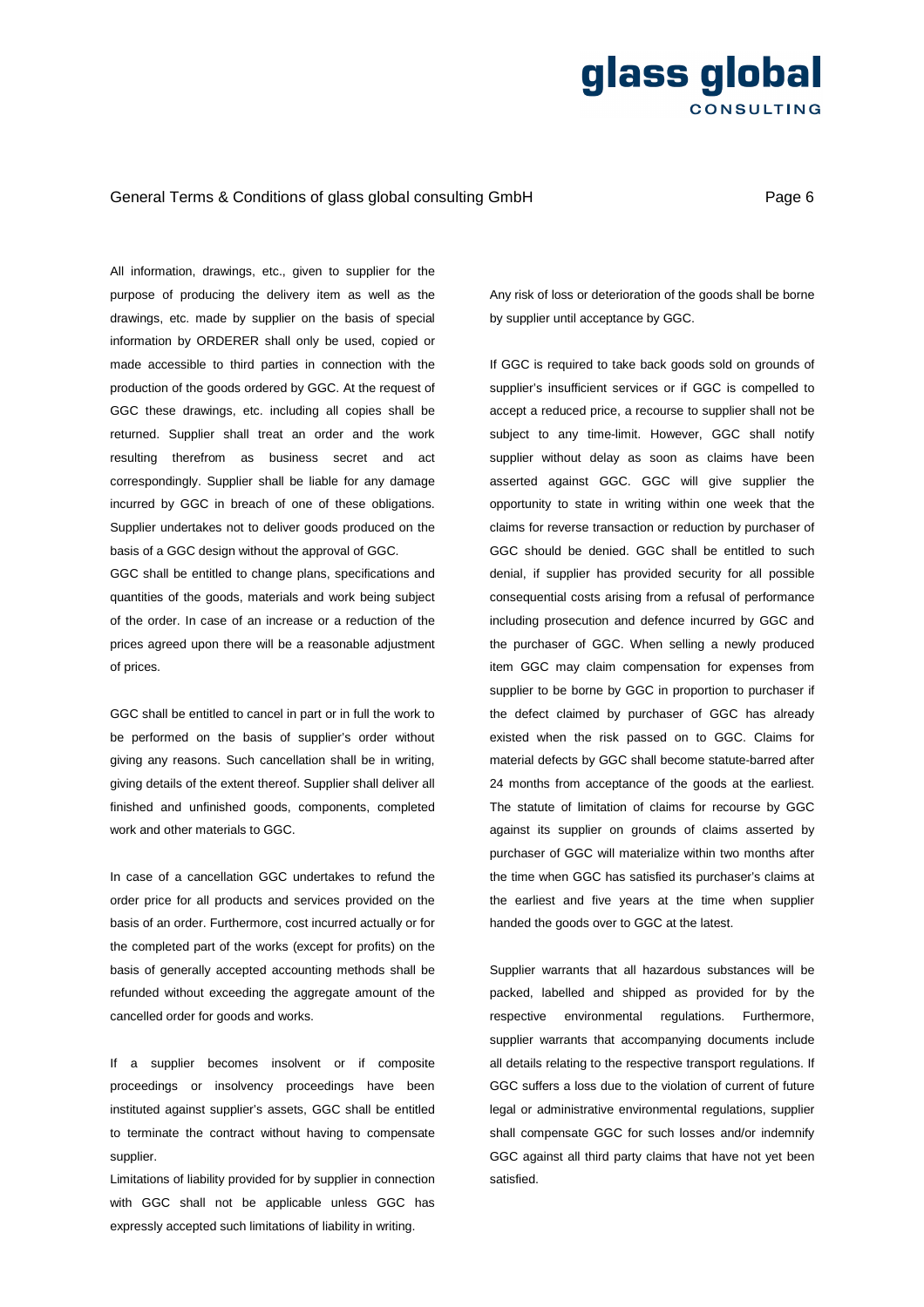All information, drawings, etc., given to supplier for the purpose of producing the delivery item as well as the drawings, etc. made by supplier on the basis of special information by ORDERER shall only be used, copied or made accessible to third parties in connection with the production of the goods ordered by GGC. At the request of GGC these drawings, etc. including all copies shall be returned. Supplier shall treat an order and the work resulting therefrom as business secret and act correspondingly. Supplier shall be liable for any damage incurred by GGC in breach of one of these obligations. Supplier undertakes not to deliver goods produced on the basis of a GGC design without the approval of GGC.

GGC shall be entitled to change plans, specifications and quantities of the goods, materials and work being subject of the order. In case of an increase or a reduction of the prices agreed upon there will be a reasonable adjustment of prices.

GGC shall be entitled to cancel in part or in full the work to be performed on the basis of supplier's order without giving any reasons. Such cancellation shall be in writing, giving details of the extent thereof. Supplier shall deliver all finished and unfinished goods, components, completed work and other materials to GGC.

In case of a cancellation GGC undertakes to refund the order price for all products and services provided on the basis of an order. Furthermore, cost incurred actually or for the completed part of the works (except for profits) on the basis of generally accepted accounting methods shall be refunded without exceeding the aggregate amount of the cancelled order for goods and works.

If a supplier becomes insolvent or if composite proceedings or insolvency proceedings have been instituted against supplier's assets, GGC shall be entitled to terminate the contract without having to compensate supplier.

Limitations of liability provided for by supplier in connection with GGC shall not be applicable unless GGC has expressly accepted such limitations of liability in writing.

Any risk of loss or deterioration of the goods shall be borne by supplier until acceptance by GGC.

If GGC is required to take back goods sold on grounds of supplier's insufficient services or if GGC is compelled to accept a reduced price, a recourse to supplier shall not be subject to any time-limit. However, GGC shall notify supplier without delay as soon as claims have been asserted against GGC. GGC will give supplier the opportunity to state in writing within one week that the claims for reverse transaction or reduction by purchaser of GGC should be denied. GGC shall be entitled to such denial, if supplier has provided security for all possible consequential costs arising from a refusal of performance including prosecution and defence incurred by GGC and the purchaser of GGC. When selling a newly produced item GGC may claim compensation for expenses from supplier to be borne by GGC in proportion to purchaser if the defect claimed by purchaser of GGC has already existed when the risk passed on to GGC. Claims for material defects by GGC shall become statute-barred after 24 months from acceptance of the goods at the earliest. The statute of limitation of claims for recourse by GGC against its supplier on grounds of claims asserted by purchaser of GGC will materialize within two months after the time when GGC has satisfied its purchaser's claims at the earliest and five years at the time when supplier handed the goods over to GGC at the latest.

Supplier warrants that all hazardous substances will be packed, labelled and shipped as provided for by the respective environmental regulations. Furthermore, supplier warrants that accompanying documents include all details relating to the respective transport regulations. If GGC suffers a loss due to the violation of current of future legal or administrative environmental regulations, supplier shall compensate GGC for such losses and/or indemnify GGC against all third party claims that have not yet been satisfied.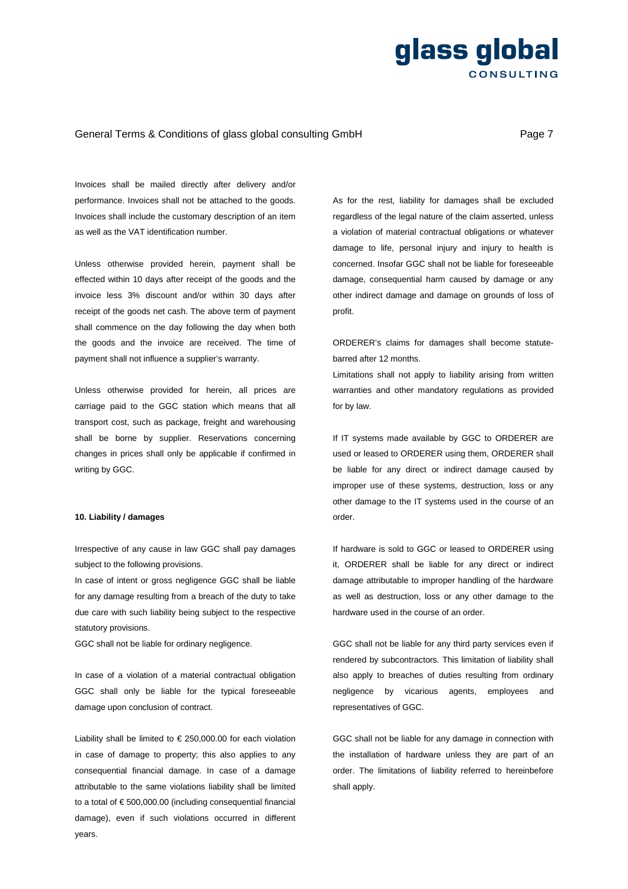Invoices shall be mailed directly after delivery and/or performance. Invoices shall not be attached to the goods. Invoices shall include the customary description of an item as well as the VAT identification number.

Unless otherwise provided herein, payment shall be effected within 10 days after receipt of the goods and the invoice less 3% discount and/or within 30 days after receipt of the goods net cash. The above term of payment shall commence on the day following the day when both the goods and the invoice are received. The time of payment shall not influence a supplier's warranty.

Unless otherwise provided for herein, all prices are carriage paid to the GGC station which means that all transport cost, such as package, freight and warehousing shall be borne by supplier. Reservations concerning changes in prices shall only be applicable if confirmed in writing by GGC.

**10. Liability / damages**

Irrespective of any cause in law GGC shall pay damages subject to the following provisions.

In case of intent or gross negligence GGC shall be liable for any damage resulting from a breach of the duty to take due care with such liability being subject to the respective statutory provisions.

GGC shall not be liable for ordinary negligence.

In case of a violation of a material contractual obligation GGC shall only be liable for the typical foreseeable damage upon conclusion of contract.

Liability shall be limited to € 250,000.00 for each violation in case of damage to property; this also applies to any consequential financial damage. In case of a damage attributable to the same violations liability shall be limited to a total of € 500,000.00 (including consequential financial damage), even if such violations occurred in different years.

As for the rest, liability for damages shall be excluded regardless of the legal nature of the claim asserted, unless a violation of material contractual obligations or whatever damage to life, personal injury and injury to health is concerned. Insofar GGC shall not be liable for foreseeable damage, consequential harm caused by damage or any other indirect damage and damage on grounds of loss of profit.

ORDERER's claims for damages shall become statute-barred after 12 months.

Limitations shall not apply to liability arising from written warranties and other mandatory regulations as provided for by law.

If IT systems made available by GGC to ORDERER are used or leased to ORDERER using them, ORDERER shall be liable for any direct or indirect damage caused by improper use of these systems, destruction, loss or any other damage to the IT systems used in the course of an order.

If hardware is sold to GGC or leased to ORDERER using it, ORDERER shall be liable for any direct or indirect damage attributable to improper handling of the hardware as well as destruction, loss or any other damage to the hardware used in the course of an order.

GGC shall not be liable for any third party services even if rendered by subcontractors. This limitation of liability shall also apply to breaches of duties resulting from ordinary negligence by vicarious agents, employees and representatives of GGC.

GGC shall not be liable for any damage in connection with the installation of hardware unless they are part of an order. The limitations of liability referred to hereinbefore shall apply.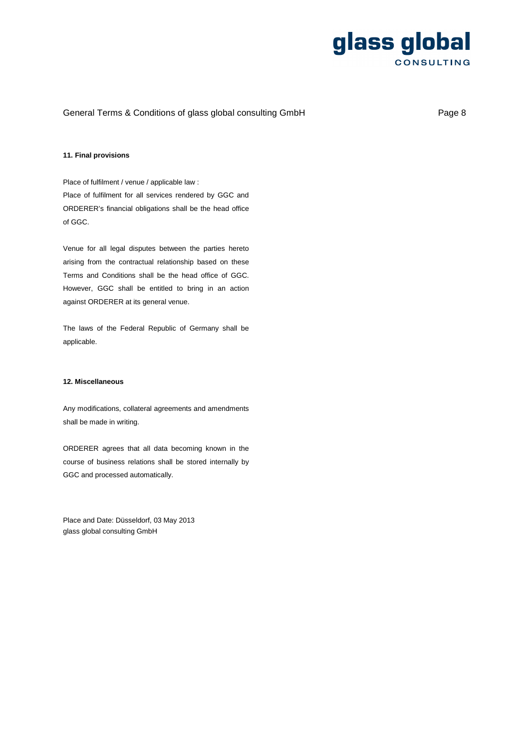**11. Final provisions**

Place of fulfilment / venue / applicable law :
Place of fulfilment for all services rendered by GGC and ORDERER's financial obligations shall be the head office of GGC.

Venue for all legal disputes between the parties hereto arising from the contractual relationship based on these Terms and Conditions shall be the head office of GGC. However, GGC shall be entitled to bring in an action against ORDERER at its general venue.

The laws of the Federal Republic of Germany shall be applicable.

**12. Miscellaneous**

Any modifications, collateral agreements and amendments shall be made in writing.

ORDERER agrees that all data becoming known in the course of business relations shall be stored internally by GGC and processed automatically.

Place and Date: Düsseldorf, 03 May 2013
glass global consulting GmbH